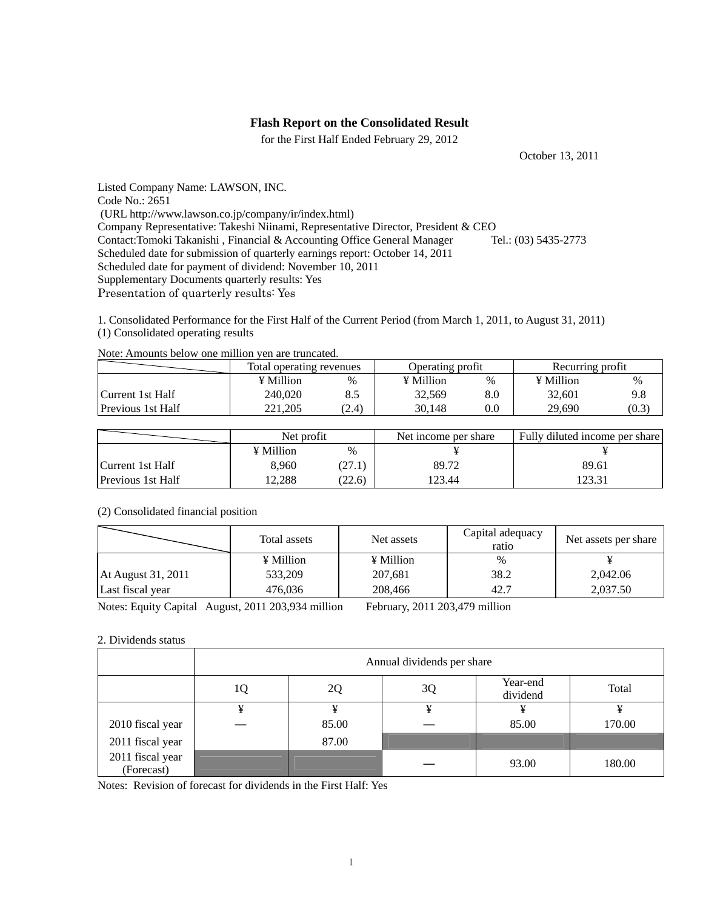# Flash Report on the Consolidated Result

for the First Half Ended February 29, 2012

October 13, 2011

Listed Company Name: LAWSON, INC.
Code No.: 2651
(URL http://www.lawson.co.jp/company/ir/index.html)
Company Representative: Takeshi Niinami, Representative Director, President & CEO
Contact:Tomoki Takanishi , Financial & Accounting Office General Manager Tel.: (03) 5435-2773
Scheduled date for submission of quarterly earnings report: October 14, 2011
Scheduled date for payment of dividend: November 10, 2011
Supplementary Documents quarterly results: Yes
Presentation of quarterly results: Yes

1. Consolidated Performance for the First Half of the Current Period (from March 1, 2011, to August 31, 2011)
(1) Consolidated operating results

Note: Amounts below one million yen are truncated.

| | Total operating revenues | | Operating profit | | Recurring profit | |
|---|---|---|---|---|---|---|
| | ¥ Million | % | ¥ Million | % | ¥ Million | % |
| Current 1st Half | 240,020 | 8.5 | 32,569 | 8.0 | 32,601 | 9.8 |
| Previous 1st Half | 221,205 | (2.4) | 30,148 | 0.0 | 29,690 | (0.3) |

| | Net profit | | Net income per share | Fully diluted income per share |
|---|---|---|---|---|
| | ¥ Million | % | ¥ | ¥ |
| Current 1st Half | 8,960 | (27.1) | 89.72 | 89.61 |
| Previous 1st Half | 12,288 | (22.6) | 123.44 | 123.31 |

(2) Consolidated financial position

| | Total assets | Net assets | Capital adequacy ratio | Net assets per share |
|---|---|---|---|---|
| | ¥ Million | ¥ Million | % | ¥ |
| At August 31, 2011 | 533,209 | 207,681 | 38.2 | 2,042.06 |
| Last fiscal year | 476,036 | 208,466 | 42.7 | 2,037.50 |

Notes: Equity Capital August, 2011 203,934 million February, 2011 203,479 million

2. Dividends status

| | Annual dividends per share | | | | |
|---|---|---|---|---|---|
| | 1Q | 2Q | 3Q | Year-end dividend | Total |
| | ¥ | ¥ | ¥ | ¥ | ¥ |
| 2010 fiscal year | — | 85.00 | — | 85.00 | 170.00 |
| 2011 fiscal year | | 87.00 | | | |
| 2011 fiscal year (Forecast) | | | — | 93.00 | 180.00 |

Notes: Revision of forecast for dividends in the First Half: Yes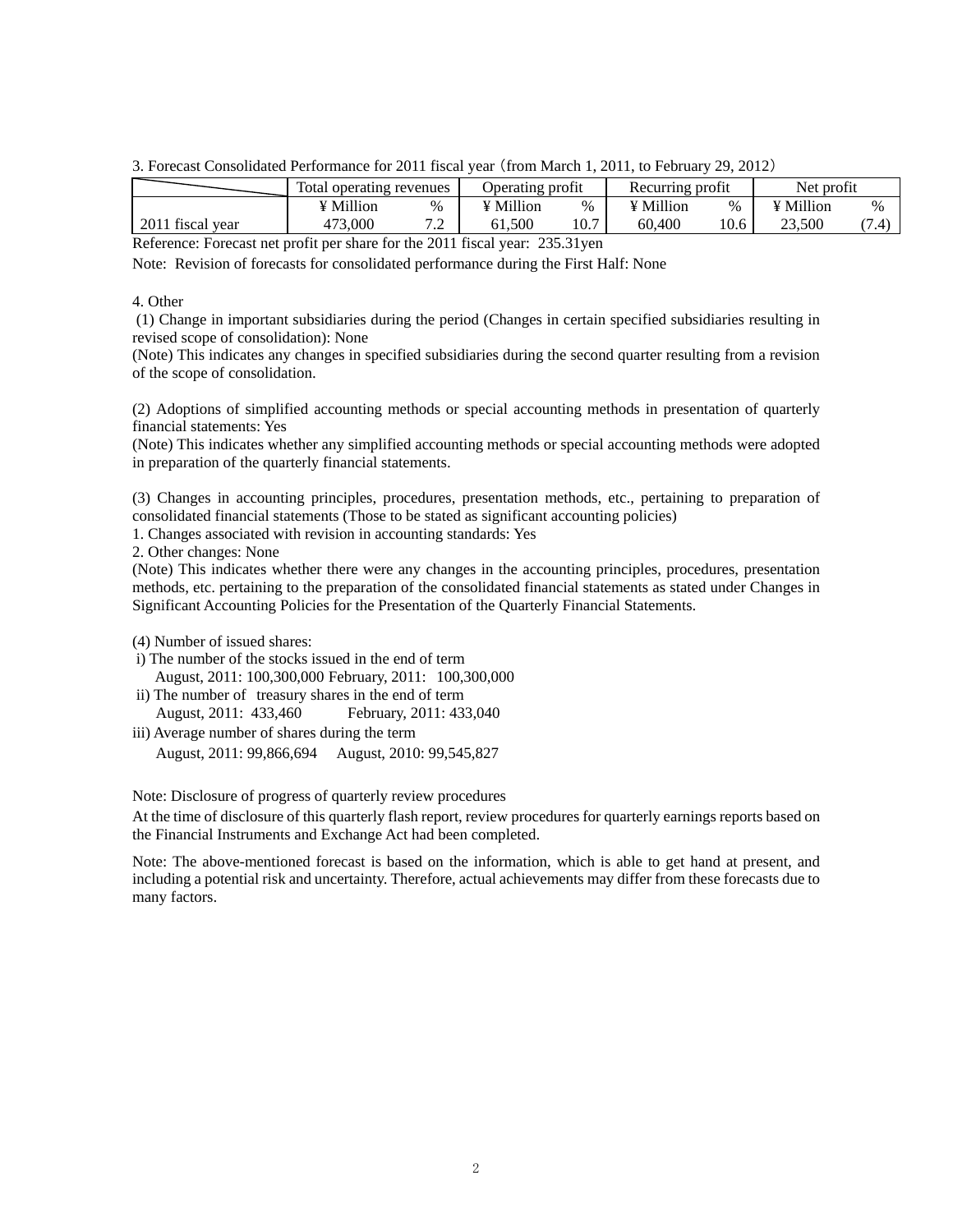3. Forecast Consolidated Performance for 2011 fiscal year (from March 1, 2011, to February 29, 2012)

| | Total operating revenues | | Operating profit | | Recurring profit | | Net profit | |
|---|---|---|---|---|---|---|---|---|
| | ¥ Million | % | ¥ Million | % | ¥ Million | % | ¥ Million | % |
| 2011 fiscal year | 473,000 | 7.2 | 61,500 | 10.7 | 60,400 | 10.6 | 23,500 | (7.4) |

Reference: Forecast net profit per share for the 2011 fiscal year: 235.31yen

Note: Revision of forecasts for consolidated performance during the First Half: None

4. Other

(1) Change in important subsidiaries during the period (Changes in certain specified subsidiaries resulting in revised scope of consolidation): None

(Note) This indicates any changes in specified subsidiaries during the second quarter resulting from a revision of the scope of consolidation.

(2) Adoptions of simplified accounting methods or special accounting methods in presentation of quarterly financial statements: Yes

(Note) This indicates whether any simplified accounting methods or special accounting methods were adopted in preparation of the quarterly financial statements.

(3) Changes in accounting principles, procedures, presentation methods, etc., pertaining to preparation of consolidated financial statements (Those to be stated as significant accounting policies)

1. Changes associated with revision in accounting standards: Yes
2. Other changes: None

(Note) This indicates whether there were any changes in the accounting principles, procedures, presentation methods, etc. pertaining to the preparation of the consolidated financial statements as stated under Changes in Significant Accounting Policies for the Presentation of the Quarterly Financial Statements.

(4) Number of issued shares:

i) The number of the stocks issued in the end of term
   August, 2011: 100,300,000 February, 2011: 100,300,000

ii) The number of treasury shares in the end of term
   August, 2011: 433,460 February, 2011: 433,040

iii) Average number of shares during the term
   August, 2011: 99,866,694 August, 2010: 99,545,827

Note: Disclosure of progress of quarterly review procedures

At the time of disclosure of this quarterly flash report, review procedures for quarterly earnings reports based on the Financial Instruments and Exchange Act had been completed.

Note: The above-mentioned forecast is based on the information, which is able to get hand at present, and including a potential risk and uncertainty. Therefore, actual achievements may differ from these forecasts due to many factors.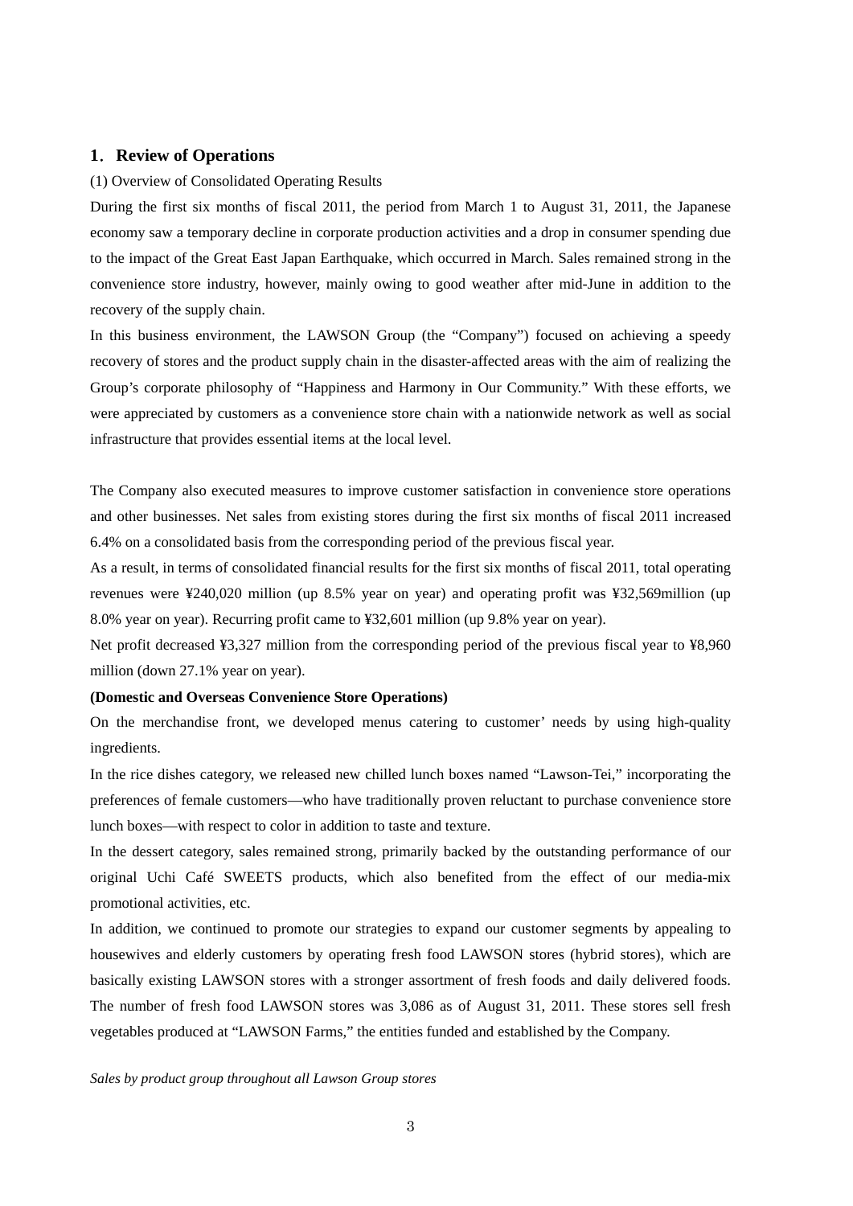## 1. Review of Operations

(1) Overview of Consolidated Operating Results

During the first six months of fiscal 2011, the period from March 1 to August 31, 2011, the Japanese economy saw a temporary decline in corporate production activities and a drop in consumer spending due to the impact of the Great East Japan Earthquake, which occurred in March. Sales remained strong in the convenience store industry, however, mainly owing to good weather after mid-June in addition to the recovery of the supply chain.

In this business environment, the LAWSON Group (the "Company") focused on achieving a speedy recovery of stores and the product supply chain in the disaster-affected areas with the aim of realizing the Group's corporate philosophy of "Happiness and Harmony in Our Community." With these efforts, we were appreciated by customers as a convenience store chain with a nationwide network as well as social infrastructure that provides essential items at the local level.

The Company also executed measures to improve customer satisfaction in convenience store operations and other businesses. Net sales from existing stores during the first six months of fiscal 2011 increased 6.4% on a consolidated basis from the corresponding period of the previous fiscal year.

As a result, in terms of consolidated financial results for the first six months of fiscal 2011, total operating revenues were ¥240,020 million (up 8.5% year on year) and operating profit was ¥32,569million (up 8.0% year on year). Recurring profit came to ¥32,601 million (up 9.8% year on year).

Net profit decreased ¥3,327 million from the corresponding period of the previous fiscal year to ¥8,960 million (down 27.1% year on year).

**(Domestic and Overseas Convenience Store Operations)**

On the merchandise front, we developed menus catering to customer' needs by using high-quality ingredients.

In the rice dishes category, we released new chilled lunch boxes named "Lawson-Tei," incorporating the preferences of female customers—who have traditionally proven reluctant to purchase convenience store lunch boxes—with respect to color in addition to taste and texture.

In the dessert category, sales remained strong, primarily backed by the outstanding performance of our original Uchi Café SWEETS products, which also benefited from the effect of our media-mix promotional activities, etc.

In addition, we continued to promote our strategies to expand our customer segments by appealing to housewives and elderly customers by operating fresh food LAWSON stores (hybrid stores), which are basically existing LAWSON stores with a stronger assortment of fresh foods and daily delivered foods. The number of fresh food LAWSON stores was 3,086 as of August 31, 2011. These stores sell fresh vegetables produced at "LAWSON Farms," the entities funded and established by the Company.

*Sales by product group throughout all Lawson Group stores*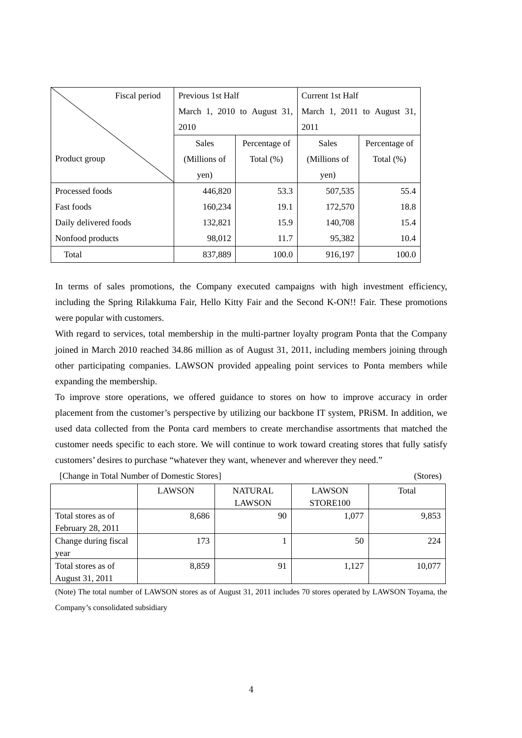| Product group \ Fiscal period | Previous 1st Half March 1, 2010 to August 31, 2010 | | Current 1st Half March 1, 2011 to August 31, 2011 | |
|---|---|---|---|---|
| | Sales (Millions of yen) | Percentage of Total (%) | Sales (Millions of yen) | Percentage of Total (%) |
| Processed foods | 446,820 | 53.3 | 507,535 | 55.4 |
| Fast foods | 160,234 | 19.1 | 172,570 | 18.8 |
| Daily delivered foods | 132,821 | 15.9 | 140,708 | 15.4 |
| Nonfood products | 98,012 | 11.7 | 95,382 | 10.4 |
| Total | 837,889 | 100.0 | 916,197 | 100.0 |

In terms of sales promotions, the Company executed campaigns with high investment efficiency, including the Spring Rilakkuma Fair, Hello Kitty Fair and the Second K-ON!! Fair. These promotions were popular with customers.

With regard to services, total membership in the multi-partner loyalty program Ponta that the Company joined in March 2010 reached 34.86 million as of August 31, 2011, including members joining through other participating companies. LAWSON provided appealing point services to Ponta members while expanding the membership.

To improve store operations, we offered guidance to stores on how to improve accuracy in order placement from the customer's perspective by utilizing our backbone IT system, PRiSM. In addition, we used data collected from the Ponta card members to create merchandise assortments that matched the customer needs specific to each store. We will continue to work toward creating stores that fully satisfy customers' desires to purchase "whatever they want, whenever and wherever they need."

[Change in Total Number of Domestic Stores] (Stores)

| | LAWSON | NATURAL LAWSON | LAWSON STORE100 | Total |
|---|---|---|---|---|
| Total stores as of February 28, 2011 | 8,686 | 90 | 1,077 | 9,853 |
| Change during fiscal year | 173 | 1 | 50 | 224 |
| Total stores as of August 31, 2011 | 8,859 | 91 | 1,127 | 10,077 |

(Note) The total number of LAWSON stores as of August 31, 2011 includes 70 stores operated by LAWSON Toyama, the Company's consolidated subsidiary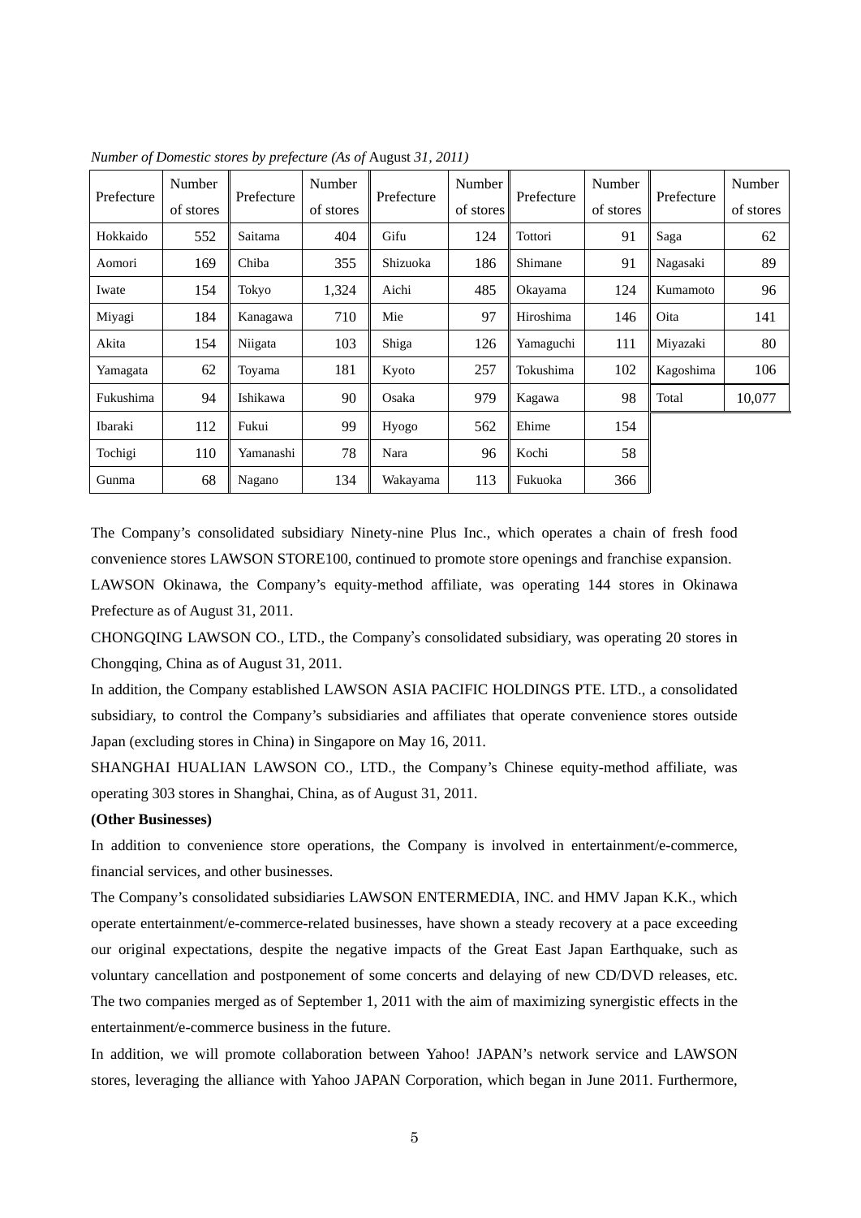*Number of Domestic stores by prefecture (As of* August *31, 2011)*

| Prefecture | Number of stores | Prefecture | Number of stores | Prefecture | Number of stores | Prefecture | Number of stores | Prefecture | Number of stores |
|---|---|---|---|---|---|---|---|---|---|
| Hokkaido | 552 | Saitama | 404 | Gifu | 124 | Tottori | 91 | Saga | 62 |
| Aomori | 169 | Chiba | 355 | Shizuoka | 186 | Shimane | 91 | Nagasaki | 89 |
| Iwate | 154 | Tokyo | 1,324 | Aichi | 485 | Okayama | 124 | Kumamoto | 96 |
| Miyagi | 184 | Kanagawa | 710 | Mie | 97 | Hiroshima | 146 | Oita | 141 |
| Akita | 154 | Niigata | 103 | Shiga | 126 | Yamaguchi | 111 | Miyazaki | 80 |
| Yamagata | 62 | Toyama | 181 | Kyoto | 257 | Tokushima | 102 | Kagoshima | 106 |
| Fukushima | 94 | Ishikawa | 90 | Osaka | 979 | Kagawa | 98 | Total | 10,077 |
| Ibaraki | 112 | Fukui | 99 | Hyogo | 562 | Ehime | 154 | | |
| Tochigi | 110 | Yamanashi | 78 | Nara | 96 | Kochi | 58 | | |
| Gunma | 68 | Nagano | 134 | Wakayama | 113 | Fukuoka | 366 | | |

The Company's consolidated subsidiary Ninety-nine Plus Inc., which operates a chain of fresh food convenience stores LAWSON STORE100, continued to promote store openings and franchise expansion.

LAWSON Okinawa, the Company's equity-method affiliate, was operating 144 stores in Okinawa Prefecture as of August 31, 2011.

CHONGQING LAWSON CO., LTD., the Company's consolidated subsidiary, was operating 20 stores in Chongqing, China as of August 31, 2011.

In addition, the Company established LAWSON ASIA PACIFIC HOLDINGS PTE. LTD., a consolidated subsidiary, to control the Company's subsidiaries and affiliates that operate convenience stores outside Japan (excluding stores in China) in Singapore on May 16, 2011.

SHANGHAI HUALIAN LAWSON CO., LTD., the Company's Chinese equity-method affiliate, was operating 303 stores in Shanghai, China, as of August 31, 2011.

**(Other Businesses)**

In addition to convenience store operations, the Company is involved in entertainment/e-commerce, financial services, and other businesses.

The Company's consolidated subsidiaries LAWSON ENTERMEDIA, INC. and HMV Japan K.K., which operate entertainment/e-commerce-related businesses, have shown a steady recovery at a pace exceeding our original expectations, despite the negative impacts of the Great East Japan Earthquake, such as voluntary cancellation and postponement of some concerts and delaying of new CD/DVD releases, etc. The two companies merged as of September 1, 2011 with the aim of maximizing synergistic effects in the entertainment/e-commerce business in the future.

In addition, we will promote collaboration between Yahoo! JAPAN's network service and LAWSON stores, leveraging the alliance with Yahoo JAPAN Corporation, which began in June 2011. Furthermore,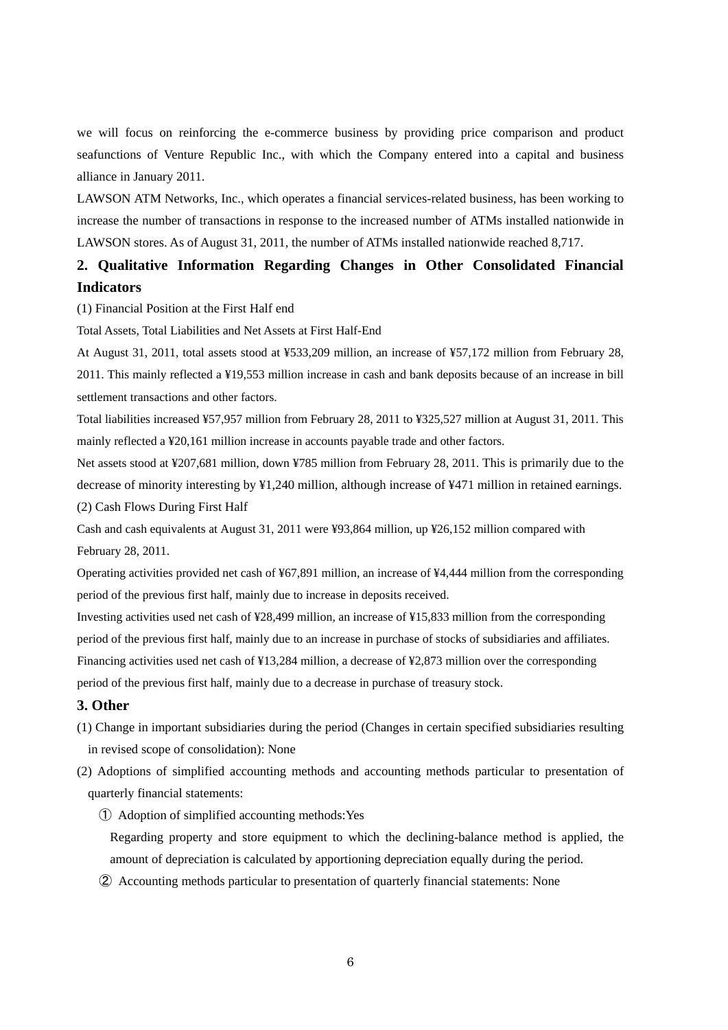we will focus on reinforcing the e-commerce business by providing price comparison and product seafunctions of Venture Republic Inc., with which the Company entered into a capital and business alliance in January 2011.

LAWSON ATM Networks, Inc., which operates a financial services-related business, has been working to increase the number of transactions in response to the increased number of ATMs installed nationwide in LAWSON stores. As of August 31, 2011, the number of ATMs installed nationwide reached 8,717.

## 2. Qualitative Information Regarding Changes in Other Consolidated Financial Indicators

(1) Financial Position at the First Half end

Total Assets, Total Liabilities and Net Assets at First Half-End

At August 31, 2011, total assets stood at ¥533,209 million, an increase of ¥57,172 million from February 28, 2011. This mainly reflected a ¥19,553 million increase in cash and bank deposits because of an increase in bill settlement transactions and other factors.

Total liabilities increased ¥57,957 million from February 28, 2011 to ¥325,527 million at August 31, 2011. This mainly reflected a ¥20,161 million increase in accounts payable trade and other factors.

Net assets stood at ¥207,681 million, down ¥785 million from February 28, 2011. This is primarily due to the decrease of minority interesting by ¥1,240 million, although increase of ¥471 million in retained earnings.

(2) Cash Flows During First Half

Cash and cash equivalents at August 31, 2011 were ¥93,864 million, up ¥26,152 million compared with February 28, 2011.

Operating activities provided net cash of ¥67,891 million, an increase of ¥4,444 million from the corresponding period of the previous first half, mainly due to increase in deposits received.

Investing activities used net cash of ¥28,499 million, an increase of ¥15,833 million from the corresponding period of the previous first half, mainly due to an increase in purchase of stocks of subsidiaries and affiliates.

Financing activities used net cash of ¥13,284 million, a decrease of ¥2,873 million over the corresponding period of the previous first half, mainly due to a decrease in purchase of treasury stock.

## 3. Other

(1) Change in important subsidiaries during the period (Changes in certain specified subsidiaries resulting in revised scope of consolidation): None

(2) Adoptions of simplified accounting methods and accounting methods particular to presentation of quarterly financial statements:

① Adoption of simplified accounting methods:Yes

Regarding property and store equipment to which the declining-balance method is applied, the amount of depreciation is calculated by apportioning depreciation equally during the period.

② Accounting methods particular to presentation of quarterly financial statements: None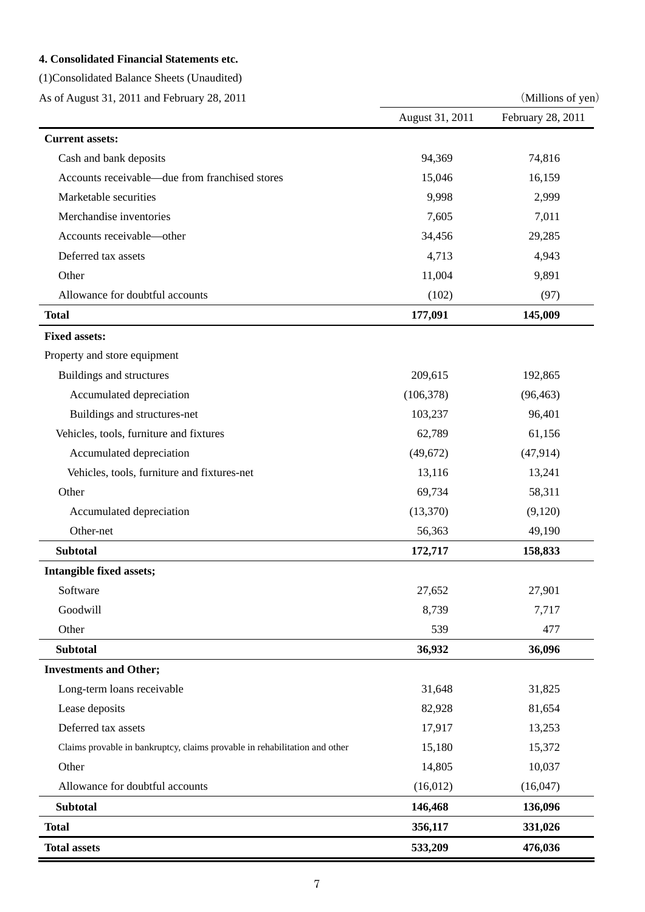### 4. Consolidated Financial Statements etc.

(1)Consolidated Balance Sheets (Unaudited)

As of August 31, 2011 and February 28, 2011 （Millions of yen）

| | August 31, 2011 | February 28, 2011 |
|---|---|---|
| **Current assets:** | | |
| Cash and bank deposits | 94,369 | 74,816 |
| Accounts receivable—due from franchised stores | 15,046 | 16,159 |
| Marketable securities | 9,998 | 2,999 |
| Merchandise inventories | 7,605 | 7,011 |
| Accounts receivable—other | 34,456 | 29,285 |
| Deferred tax assets | 4,713 | 4,943 |
| Other | 11,004 | 9,891 |
| Allowance for doubtful accounts | (102) | (97) |
| **Total** | **177,091** | **145,009** |
| **Fixed assets:** | | |
| Property and store equipment | | |
| Buildings and structures | 209,615 | 192,865 |
| Accumulated depreciation | (106,378) | (96,463) |
| Buildings and structures-net | 103,237 | 96,401 |
| Vehicles, tools, furniture and fixtures | 62,789 | 61,156 |
| Accumulated depreciation | (49,672) | (47,914) |
| Vehicles, tools, furniture and fixtures-net | 13,116 | 13,241 |
| Other | 69,734 | 58,311 |
| Accumulated depreciation | (13,370) | (9,120) |
| Other-net | 56,363 | 49,190 |
| **Subtotal** | **172,717** | **158,833** |
| **Intangible fixed assets;** | | |
| Software | 27,652 | 27,901 |
| Goodwill | 8,739 | 7,717 |
| Other | 539 | 477 |
| **Subtotal** | **36,932** | **36,096** |
| **Investments and Other;** | | |
| Long-term loans receivable | 31,648 | 31,825 |
| Lease deposits | 82,928 | 81,654 |
| Deferred tax assets | 17,917 | 13,253 |
| Claims provable in bankruptcy, claims provable in rehabilitation and other | 15,180 | 15,372 |
| Other | 14,805 | 10,037 |
| Allowance for doubtful accounts | (16,012) | (16,047) |
| **Subtotal** | **146,468** | **136,096** |
| **Total** | **356,117** | **331,026** |
| **Total assets** | **533,209** | **476,036** |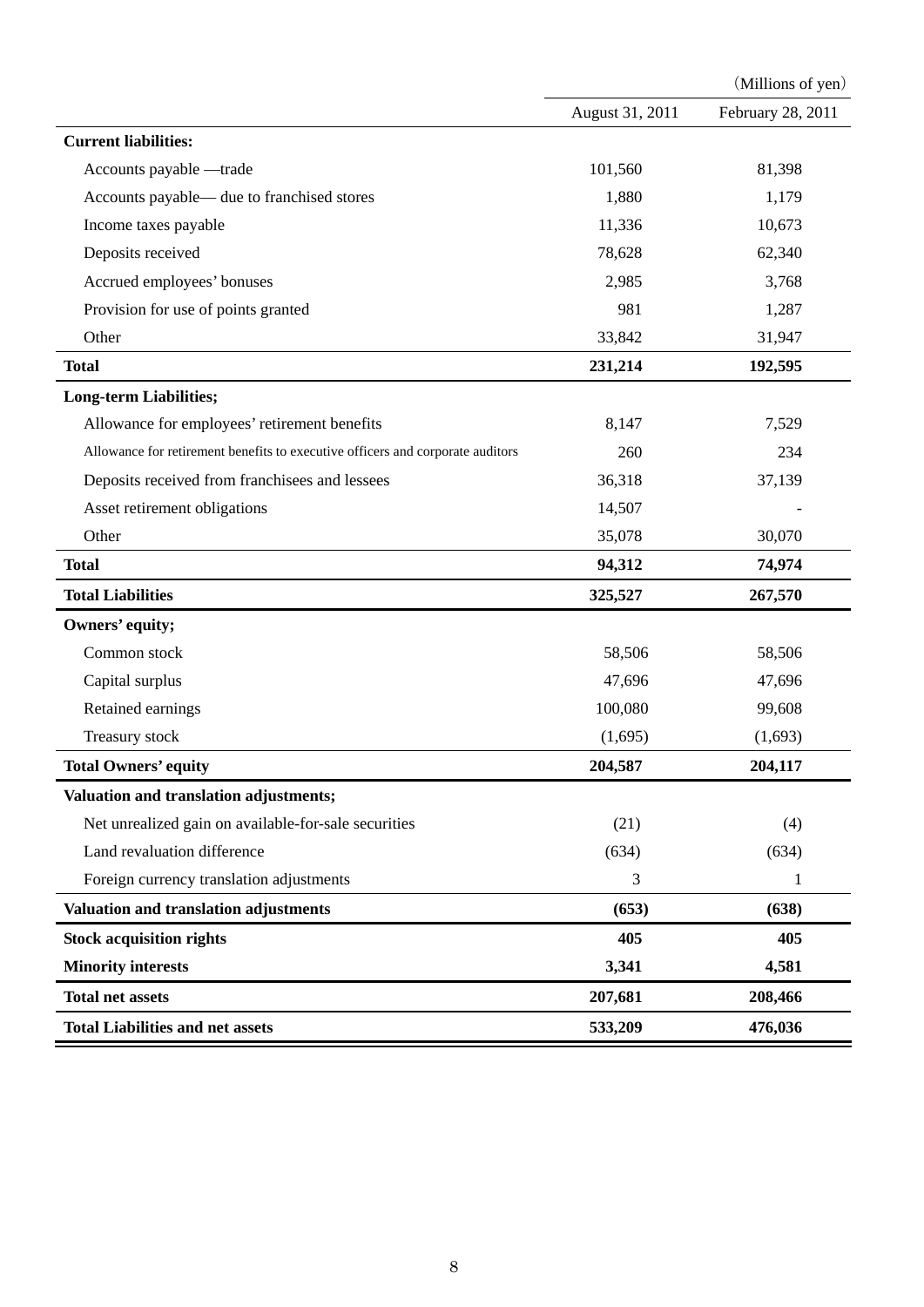(Millions of yen)

| | August 31, 2011 | February 28, 2011 |
|---|---|---|
| **Current liabilities:** | | |
| Accounts payable —trade | 101,560 | 81,398 |
| Accounts payable— due to franchised stores | 1,880 | 1,179 |
| Income taxes payable | 11,336 | 10,673 |
| Deposits received | 78,628 | 62,340 |
| Accrued employees' bonuses | 2,985 | 3,768 |
| Provision for use of points granted | 981 | 1,287 |
| Other | 33,842 | 31,947 |
| **Total** | **231,214** | **192,595** |
| **Long-term Liabilities;** | | |
| Allowance for employees' retirement benefits | 8,147 | 7,529 |
| Allowance for retirement benefits to executive officers and corporate auditors | 260 | 234 |
| Deposits received from franchisees and lessees | 36,318 | 37,139 |
| Asset retirement obligations | 14,507 | - |
| Other | 35,078 | 30,070 |
| **Total** | **94,312** | **74,974** |
| **Total Liabilities** | **325,527** | **267,570** |
| **Owners' equity;** | | |
| Common stock | 58,506 | 58,506 |
| Capital surplus | 47,696 | 47,696 |
| Retained earnings | 100,080 | 99,608 |
| Treasury stock | (1,695) | (1,693) |
| **Total Owners' equity** | **204,587** | **204,117** |
| **Valuation and translation adjustments;** | | |
| Net unrealized gain on available-for-sale securities | (21) | (4) |
| Land revaluation difference | (634) | (634) |
| Foreign currency translation adjustments | 3 | 1 |
| **Valuation and translation adjustments** | **(653)** | **(638)** |
| **Stock acquisition rights** | **405** | **405** |
| **Minority interests** | **3,341** | **4,581** |
| **Total net assets** | **207,681** | **208,466** |
| **Total Liabilities and net assets** | **533,209** | **476,036** |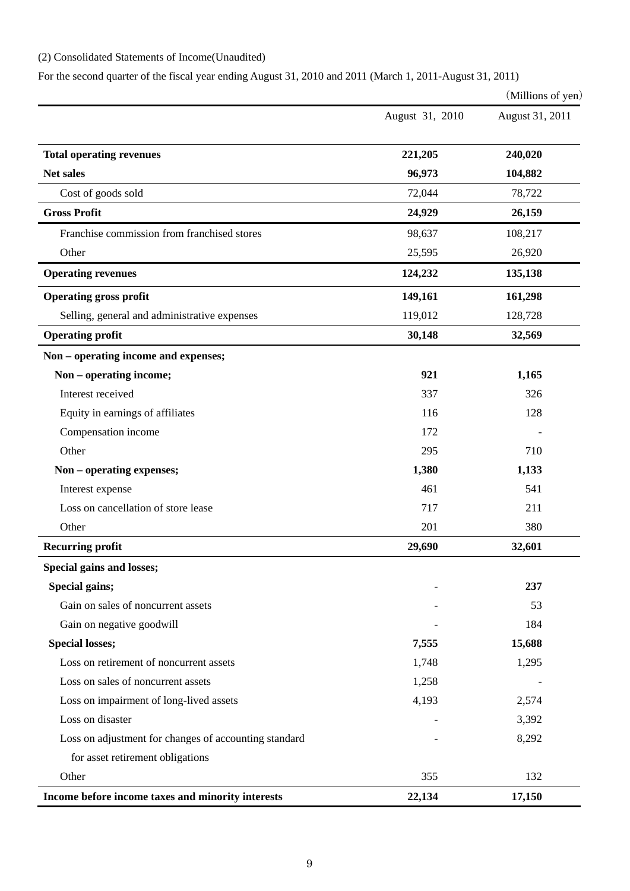(2) Consolidated Statements of Income(Unaudited)

For the second quarter of the fiscal year ending August 31, 2010 and 2011 (March 1, 2011-August 31, 2011)

（Millions of yen）

| | August 31, 2010 | August 31, 2011 |
|---|---|---|
| **Total operating revenues** | **221,205** | **240,020** |
| **Net sales** | **96,973** | **104,882** |
| Cost of goods sold | 72,044 | 78,722 |
| **Gross Profit** | **24,929** | **26,159** |
| Franchise commission from franchised stores | 98,637 | 108,217 |
| Other | 25,595 | 26,920 |
| **Operating revenues** | **124,232** | **135,138** |
| **Operating gross profit** | **149,161** | **161,298** |
| Selling, general and administrative expenses | 119,012 | 128,728 |
| **Operating profit** | **30,148** | **32,569** |
| **Non – operating income and expenses;** | | |
| **Non – operating income;** | **921** | **1,165** |
| Interest received | 337 | 326 |
| Equity in earnings of affiliates | 116 | 128 |
| Compensation income | 172 | - |
| Other | 295 | 710 |
| **Non – operating expenses;** | **1,380** | **1,133** |
| Interest expense | 461 | 541 |
| Loss on cancellation of store lease | 717 | 211 |
| Other | 201 | 380 |
| **Recurring profit** | **29,690** | **32,601** |
| **Special gains and losses;** | | |
| **Special gains;** | - | **237** |
| Gain on sales of noncurrent assets | - | 53 |
| Gain on negative goodwill | - | 184 |
| **Special losses;** | **7,555** | **15,688** |
| Loss on retirement of noncurrent assets | 1,748 | 1,295 |
| Loss on sales of noncurrent assets | 1,258 | - |
| Loss on impairment of long-lived assets | 4,193 | 2,574 |
| Loss on disaster | - | 3,392 |
| Loss on adjustment for changes of accounting standard for asset retirement obligations | - | 8,292 |
| Other | 355 | 132 |
| **Income before income taxes and minority interests** | **22,134** | **17,150** |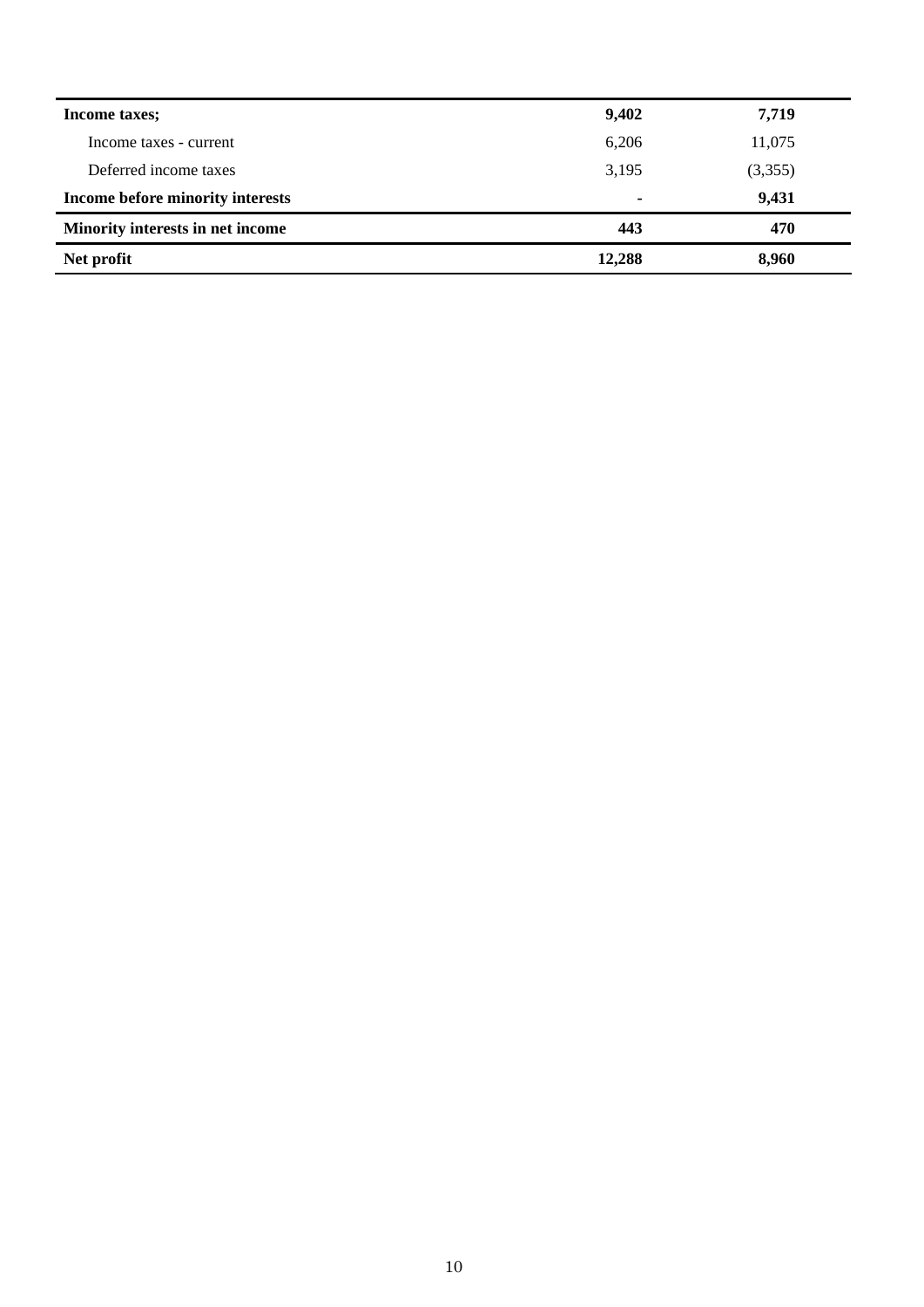| | | |
|---|---|---|
| **Income taxes;** | **9,402** | **7,719** |
| Income taxes - current | 6,206 | 11,075 |
| Deferred income taxes | 3,195 | (3,355) |
| **Income before minority interests** | **-** | **9,431** |
| **Minority interests in net income** | **443** | **470** |
| **Net profit** | **12,288** | **8,960** |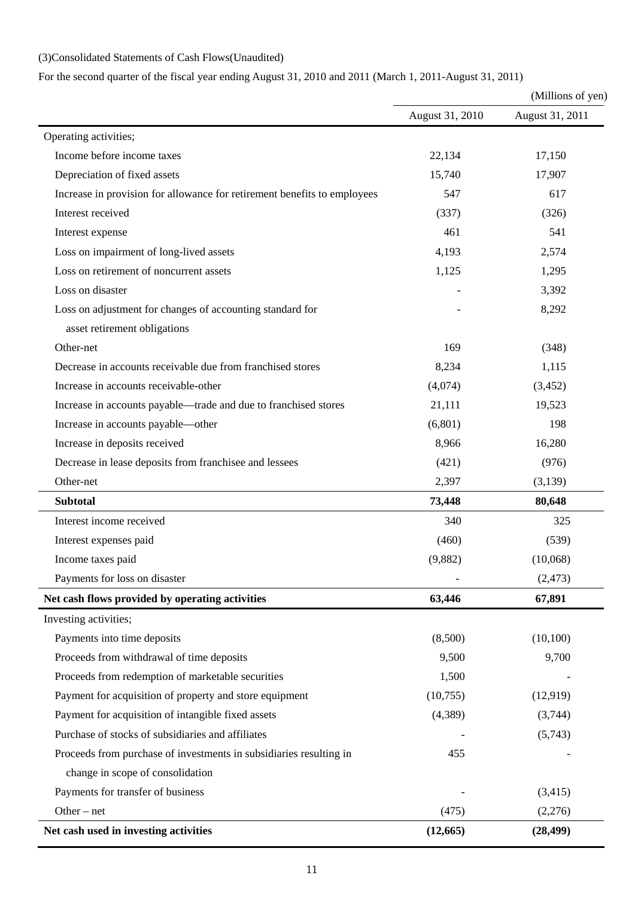(3)Consolidated Statements of Cash Flows(Unaudited)

For the second quarter of the fiscal year ending August 31, 2010 and 2011 (March 1, 2011-August 31, 2011)

(Millions of yen)

| | August 31, 2010 | August 31, 2011 |
|---|---|---|
| Operating activities; | | |
| Income before income taxes | 22,134 | 17,150 |
| Depreciation of fixed assets | 15,740 | 17,907 |
| Increase in provision for allowance for retirement benefits to employees | 547 | 617 |
| Interest received | (337) | (326) |
| Interest expense | 461 | 541 |
| Loss on impairment of long-lived assets | 4,193 | 2,574 |
| Loss on retirement of noncurrent assets | 1,125 | 1,295 |
| Loss on disaster | - | 3,392 |
| Loss on adjustment for changes of accounting standard for asset retirement obligations | - | 8,292 |
| Other-net | 169 | (348) |
| Decrease in accounts receivable due from franchised stores | 8,234 | 1,115 |
| Increase in accounts receivable-other | (4,074) | (3,452) |
| Increase in accounts payable—trade and due to franchised stores | 21,111 | 19,523 |
| Increase in accounts payable—other | (6,801) | 198 |
| Increase in deposits received | 8,966 | 16,280 |
| Decrease in lease deposits from franchisee and lessees | (421) | (976) |
| Other-net | 2,397 | (3,139) |
| **Subtotal** | **73,448** | **80,648** |
| Interest income received | 340 | 325 |
| Interest expenses paid | (460) | (539) |
| Income taxes paid | (9,882) | (10,068) |
| Payments for loss on disaster | - | (2,473) |
| **Net cash flows provided by operating activities** | **63,446** | **67,891** |
| Investing activities; | | |
| Payments into time deposits | (8,500) | (10,100) |
| Proceeds from withdrawal of time deposits | 9,500 | 9,700 |
| Proceeds from redemption of marketable securities | 1,500 | - |
| Payment for acquisition of property and store equipment | (10,755) | (12,919) |
| Payment for acquisition of intangible fixed assets | (4,389) | (3,744) |
| Purchase of stocks of subsidiaries and affiliates | - | (5,743) |
| Proceeds from purchase of investments in subsidiaries resulting in change in scope of consolidation | 455 | - |
| Payments for transfer of business | - | (3,415) |
| Other – net | (475) | (2,276) |
| **Net cash used in investing activities** | **(12,665)** | **(28,499)** |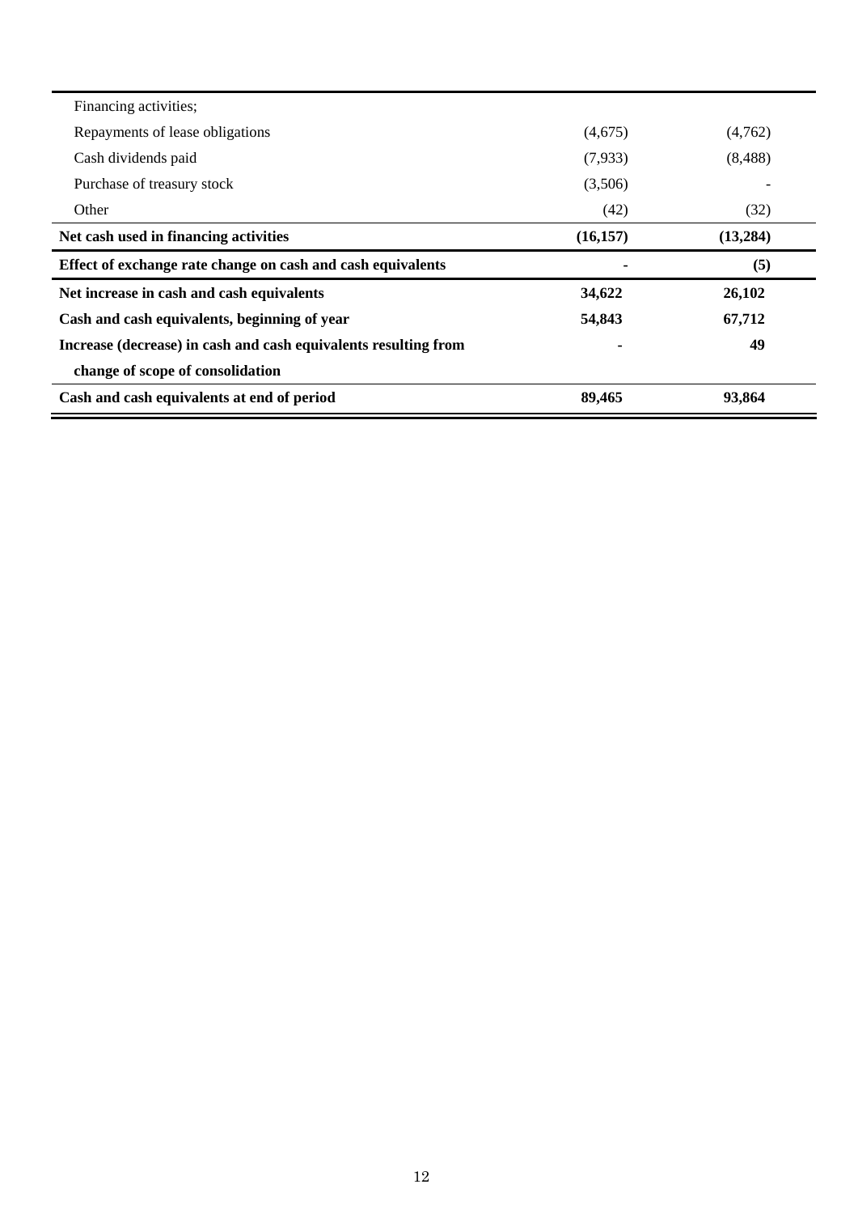| | | |
|---|---|---|
| Financing activities; | | |
| Repayments of lease obligations | (4,675) | (4,762) |
| Cash dividends paid | (7,933) | (8,488) |
| Purchase of treasury stock | (3,506) | - |
| Other | (42) | (32) |
| **Net cash used in financing activities** | **(16,157)** | **(13,284)** |
| **Effect of exchange rate change on cash and cash equivalents** | **-** | **(5)** |
| **Net increase in cash and cash equivalents** | **34,622** | **26,102** |
| **Cash and cash equivalents, beginning of year** | **54,843** | **67,712** |
| **Increase (decrease) in cash and cash equivalents resulting from change of scope of consolidation** | **-** | **49** |
| **Cash and cash equivalents at end of period** | **89,465** | **93,864** |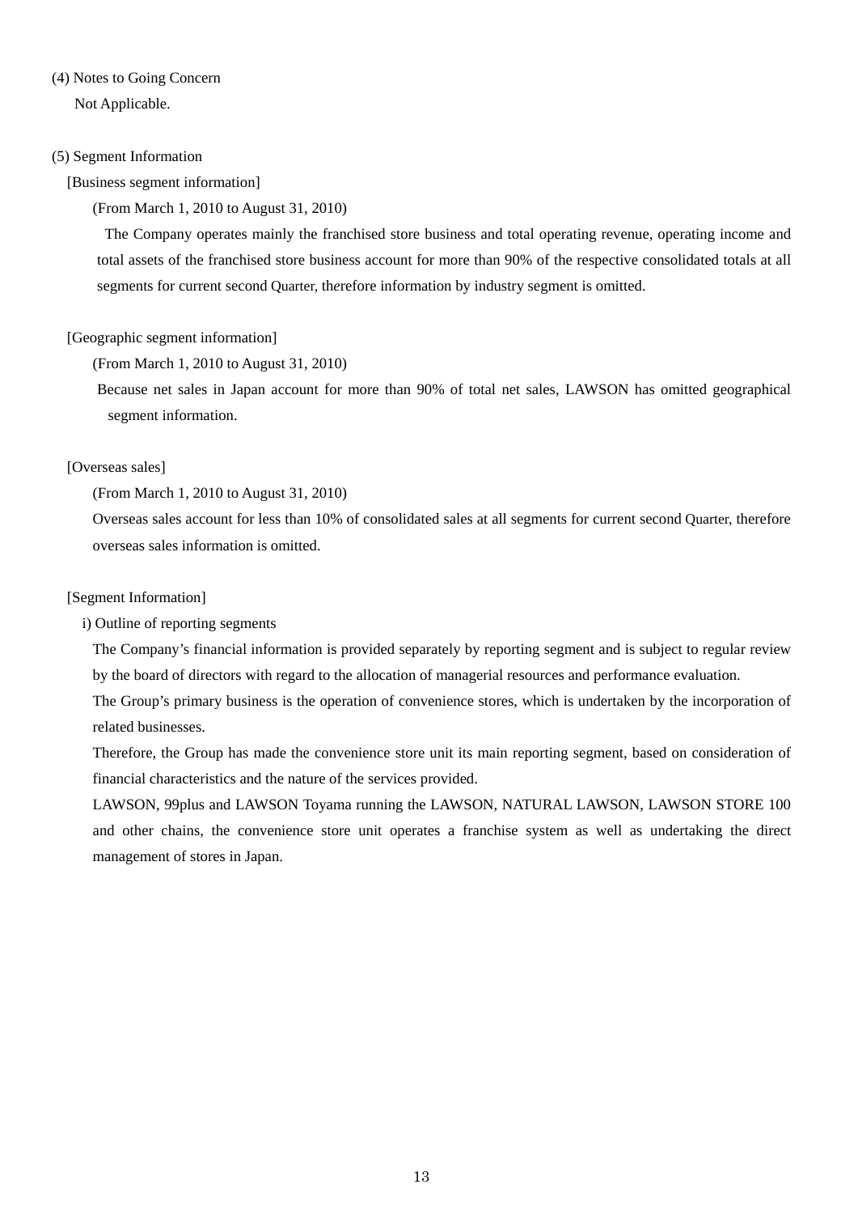(4) Notes to Going Concern

Not Applicable.

(5) Segment Information

[Business segment information]

(From March 1, 2010 to August 31, 2010)

The Company operates mainly the franchised store business and total operating revenue, operating income and total assets of the franchised store business account for more than 90% of the respective consolidated totals at all segments for current second Quarter, therefore information by industry segment is omitted.

[Geographic segment information]

(From March 1, 2010 to August 31, 2010)

Because net sales in Japan account for more than 90% of total net sales, LAWSON has omitted geographical segment information.

[Overseas sales]

(From March 1, 2010 to August 31, 2010)

Overseas sales account for less than 10% of consolidated sales at all segments for current second Quarter, therefore overseas sales information is omitted.

[Segment Information]

i) Outline of reporting segments

The Company's financial information is provided separately by reporting segment and is subject to regular review by the board of directors with regard to the allocation of managerial resources and performance evaluation.

The Group's primary business is the operation of convenience stores, which is undertaken by the incorporation of related businesses.

Therefore, the Group has made the convenience store unit its main reporting segment, based on consideration of financial characteristics and the nature of the services provided.

LAWSON, 99plus and LAWSON Toyama running the LAWSON, NATURAL LAWSON, LAWSON STORE 100 and other chains, the convenience store unit operates a franchise system as well as undertaking the direct management of stores in Japan.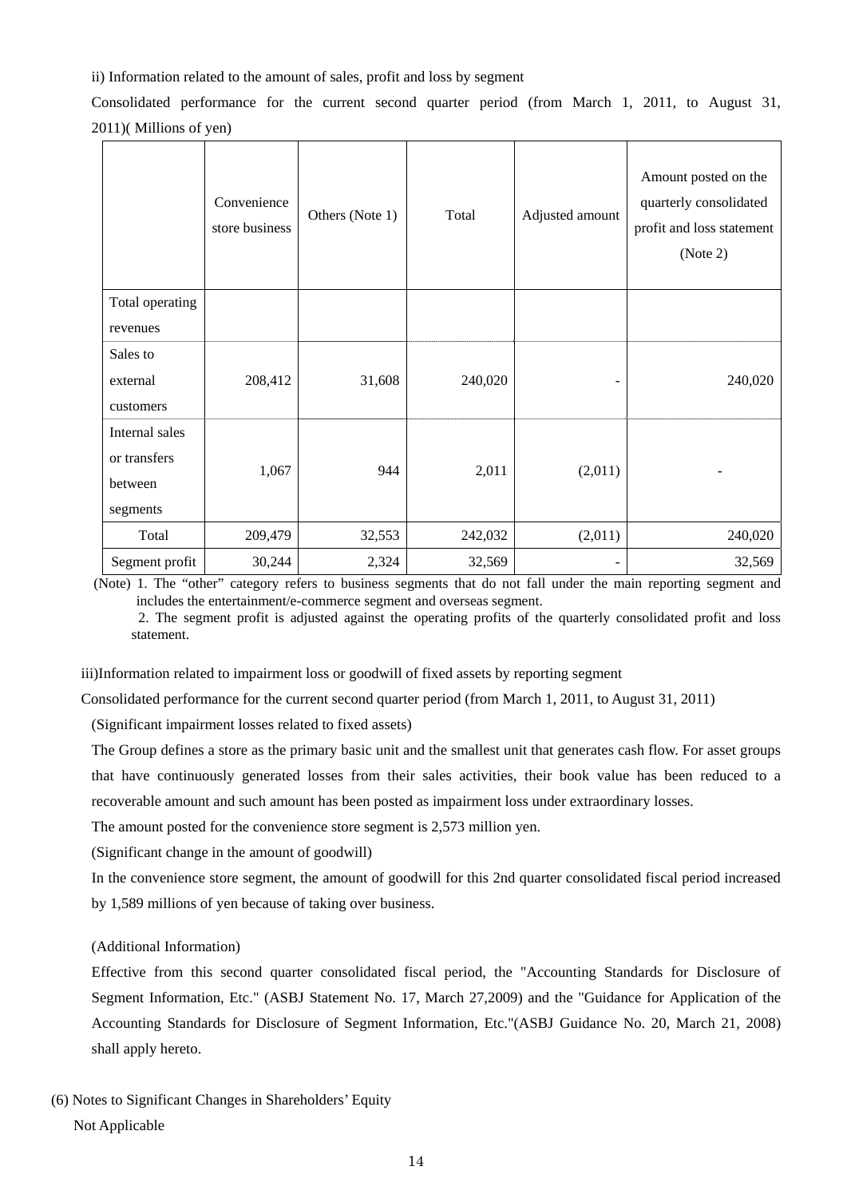ii) Information related to the amount of sales, profit and loss by segment

Consolidated performance for the current second quarter period (from March 1, 2011, to August 31, 2011)( Millions of yen)

| | Convenience store business | Others (Note 1) | Total | Adjusted amount | Amount posted on the quarterly consolidated profit and loss statement (Note 2) |
|---|---|---|---|---|---|
| Total operating revenues | | | | | |
| Sales to external customers | 208,412 | 31,608 | 240,020 | - | 240,020 |
| Internal sales or transfers between segments | 1,067 | 944 | 2,011 | (2,011) | - |
| Total | 209,479 | 32,553 | 242,032 | (2,011) | 240,020 |
| Segment profit | 30,244 | 2,324 | 32,569 | - | 32,569 |

(Note) 1. The "other" category refers to business segments that do not fall under the main reporting segment and includes the entertainment/e-commerce segment and overseas segment.

2. The segment profit is adjusted against the operating profits of the quarterly consolidated profit and loss statement.

iii)Information related to impairment loss or goodwill of fixed assets by reporting segment

Consolidated performance for the current second quarter period (from March 1, 2011, to August 31, 2011)

(Significant impairment losses related to fixed assets)

The Group defines a store as the primary basic unit and the smallest unit that generates cash flow. For asset groups that have continuously generated losses from their sales activities, their book value has been reduced to a recoverable amount and such amount has been posted as impairment loss under extraordinary losses.

The amount posted for the convenience store segment is 2,573 million yen.

(Significant change in the amount of goodwill)

In the convenience store segment, the amount of goodwill for this 2nd quarter consolidated fiscal period increased by 1,589 millions of yen because of taking over business.

(Additional Information)

Effective from this second quarter consolidated fiscal period, the "Accounting Standards for Disclosure of Segment Information, Etc." (ASBJ Statement No. 17, March 27,2009) and the "Guidance for Application of the Accounting Standards for Disclosure of Segment Information, Etc."(ASBJ Guidance No. 20, March 21, 2008) shall apply hereto.

(6) Notes to Significant Changes in Shareholders' Equity

Not Applicable